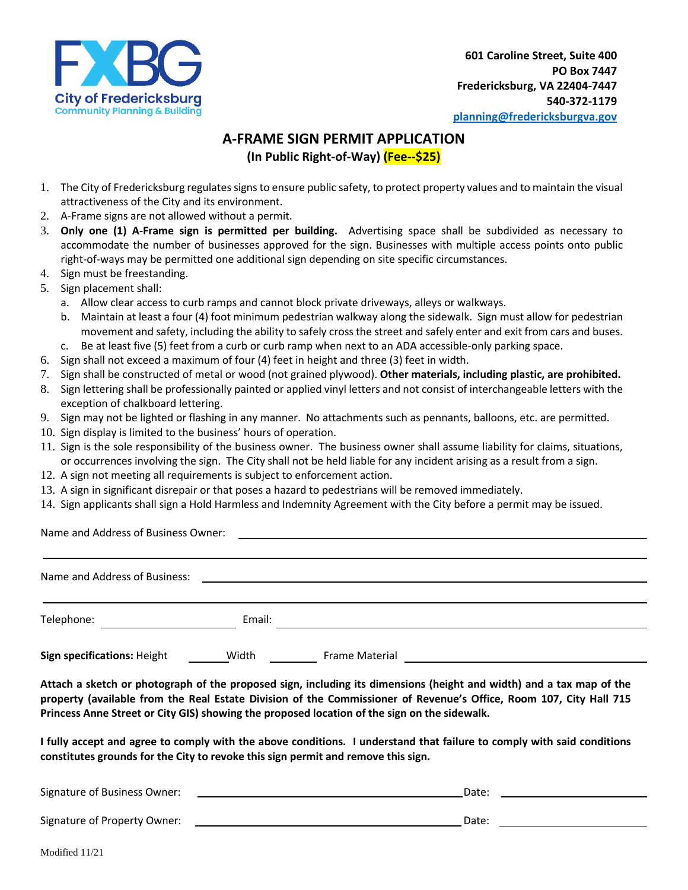**FXBG**
**City of Fredericksburg**
**Community Planning & Building**

**601 Caroline Street, Suite 400**
**PO Box 7447**
**Fredericksburg, VA 22404-7447**
**540-372-1179**
**planning@fredericksburgva.gov**

# A-FRAME SIGN PERMIT APPLICATION

**(In Public Right-of-Way) (Fee--$25)**

1. The City of Fredericksburg regulates signs to ensure public safety, to protect property values and to maintain the visual attractiveness of the City and its environment.
2. A-Frame signs are not allowed without a permit.
3. **Only one (1) A-Frame sign is permitted per building.** Advertising space shall be subdivided as necessary to accommodate the number of businesses approved for the sign. Businesses with multiple access points onto public right-of-ways may be permitted one additional sign depending on site specific circumstances.
4. Sign must be freestanding.
5. Sign placement shall:
   a. Allow clear access to curb ramps and cannot block private driveways, alleys or walkways.
   b. Maintain at least a four (4) foot minimum pedestrian walkway along the sidewalk. Sign must allow for pedestrian movement and safety, including the ability to safely cross the street and safely enter and exit from cars and buses.
   c. Be at least five (5) feet from a curb or curb ramp when next to an ADA accessible-only parking space.
6. Sign shall not exceed a maximum of four (4) feet in height and three (3) feet in width.
7. Sign shall be constructed of metal or wood (not grained plywood). **Other materials, including plastic, are prohibited.**
8. Sign lettering shall be professionally painted or applied vinyl letters and not consist of interchangeable letters with the exception of chalkboard lettering.
9. Sign may not be lighted or flashing in any manner. No attachments such as pennants, balloons, etc. are permitted.
10. Sign display is limited to the business' hours of operation.
11. Sign is the sole responsibility of the business owner. The business owner shall assume liability for claims, situations, or occurrences involving the sign. The City shall not be held liable for any incident arising as a result from a sign.
12. A sign not meeting all requirements is subject to enforcement action.
13. A sign in significant disrepair or that poses a hazard to pedestrians will be removed immediately.
14. Sign applicants shall sign a Hold Harmless and Indemnity Agreement with the City before a permit may be issued.

Name and Address of Business Owner: ______________________________

______________________________

Name and Address of Business: ______________________________

______________________________

Telephone: ____________ Email: ______________________________

**Sign specifications:** Height ______ Width ______ Frame Material ______________________

**Attach a sketch or photograph of the proposed sign, including its dimensions (height and width) and a tax map of the property (available from the Real Estate Division of the Commissioner of Revenue's Office, Room 107, City Hall 715 Princess Anne Street or City GIS) showing the proposed location of the sign on the sidewalk.**

**I fully accept and agree to comply with the above conditions. I understand that failure to comply with said conditions constitutes grounds for the City to revoke this sign permit and remove this sign.**

Signature of Business Owner: ______________________________ Date: ____________

Signature of Property Owner: ______________________________ Date: ____________

Modified 11/21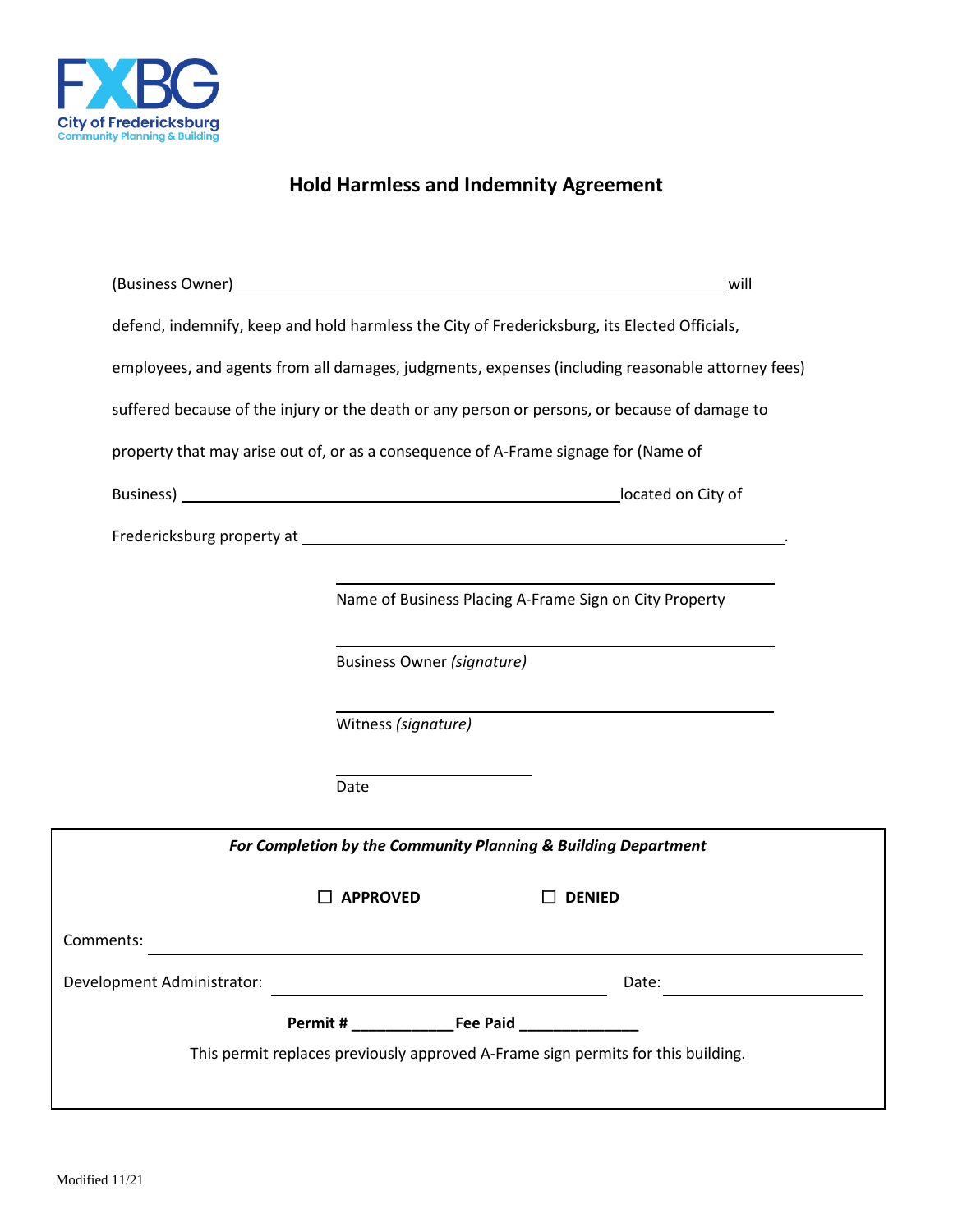FXBG
City of Fredericksburg
Community Planning & Building

# Hold Harmless and Indemnity Agreement

(Business Owner) ____________________________________________ will defend, indemnify, keep and hold harmless the City of Fredericksburg, its Elected Officials, employees, and agents from all damages, judgments, expenses (including reasonable attorney fees) suffered because of the injury or the death or any person or persons, or because of damage to property that may arise out of, or as a consequence of A-Frame signage for (Name of Business) ________________________________________ located on City of Fredericksburg property at ____________________________________________.

______________________________________
Name of Business Placing A-Frame Sign on City Property

______________________________________
Business Owner *(signature)*

______________________________________
Witness *(signature)*

____________________
Date

---

***For Completion by the Community Planning & Building Department***

☐ **APPROVED** ☐ **DENIED**

Comments: ____________________________________________________________

Development Administrator: ______________________________ Date: ________________

**Permit #** ___________ **Fee Paid** _____________

This permit replaces previously approved A-Frame sign permits for this building.

Modified 11/21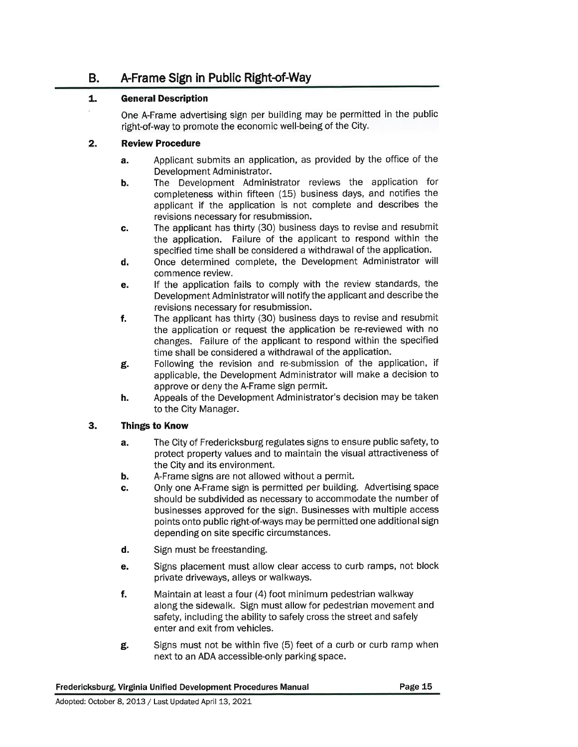## B. A-Frame Sign in Public Right-of-Way

### 1. General Description

One A-Frame advertising sign per building may be permitted in the public right-of-way to promote the economic well-being of the City.

### 2. Review Procedure

- **a.** Applicant submits an application, as provided by the office of the Development Administrator.
- **b.** The Development Administrator reviews the application for completeness within fifteen (15) business days, and notifies the applicant if the application is not complete and describes the revisions necessary for resubmission.
- **c.** The applicant has thirty (30) business days to revise and resubmit the application. Failure of the applicant to respond within the specified time shall be considered a withdrawal of the application.
- **d.** Once determined complete, the Development Administrator will commence review.
- **e.** If the application fails to comply with the review standards, the Development Administrator will notify the applicant and describe the revisions necessary for resubmission.
- **f.** The applicant has thirty (30) business days to revise and resubmit the application or request the application be re-reviewed with no changes. Failure of the applicant to respond within the specified time shall be considered a withdrawal of the application.
- **g.** Following the revision and re-submission of the application, if applicable, the Development Administrator will make a decision to approve or deny the A-Frame sign permit.
- **h.** Appeals of the Development Administrator's decision may be taken to the City Manager.

### 3. Things to Know

- **a.** The City of Fredericksburg regulates signs to ensure public safety, to protect property values and to maintain the visual attractiveness of the City and its environment.
- **b.** A-Frame signs are not allowed without a permit.
- **c.** Only one A-Frame sign is permitted per building. Advertising space should be subdivided as necessary to accommodate the number of businesses approved for the sign. Businesses with multiple access points onto public right-of-ways may be permitted one additional sign depending on site specific circumstances.
- **d.** Sign must be freestanding.
- **e.** Signs placement must allow clear access to curb ramps, not block private driveways, alleys or walkways.
- **f.** Maintain at least a four (4) foot minimum pedestrian walkway along the sidewalk. Sign must allow for pedestrian movement and safety, including the ability to safely cross the street and safely enter and exit from vehicles.
- **g.** Signs must not be within five (5) feet of a curb or curb ramp when next to an ADA accessible-only parking space.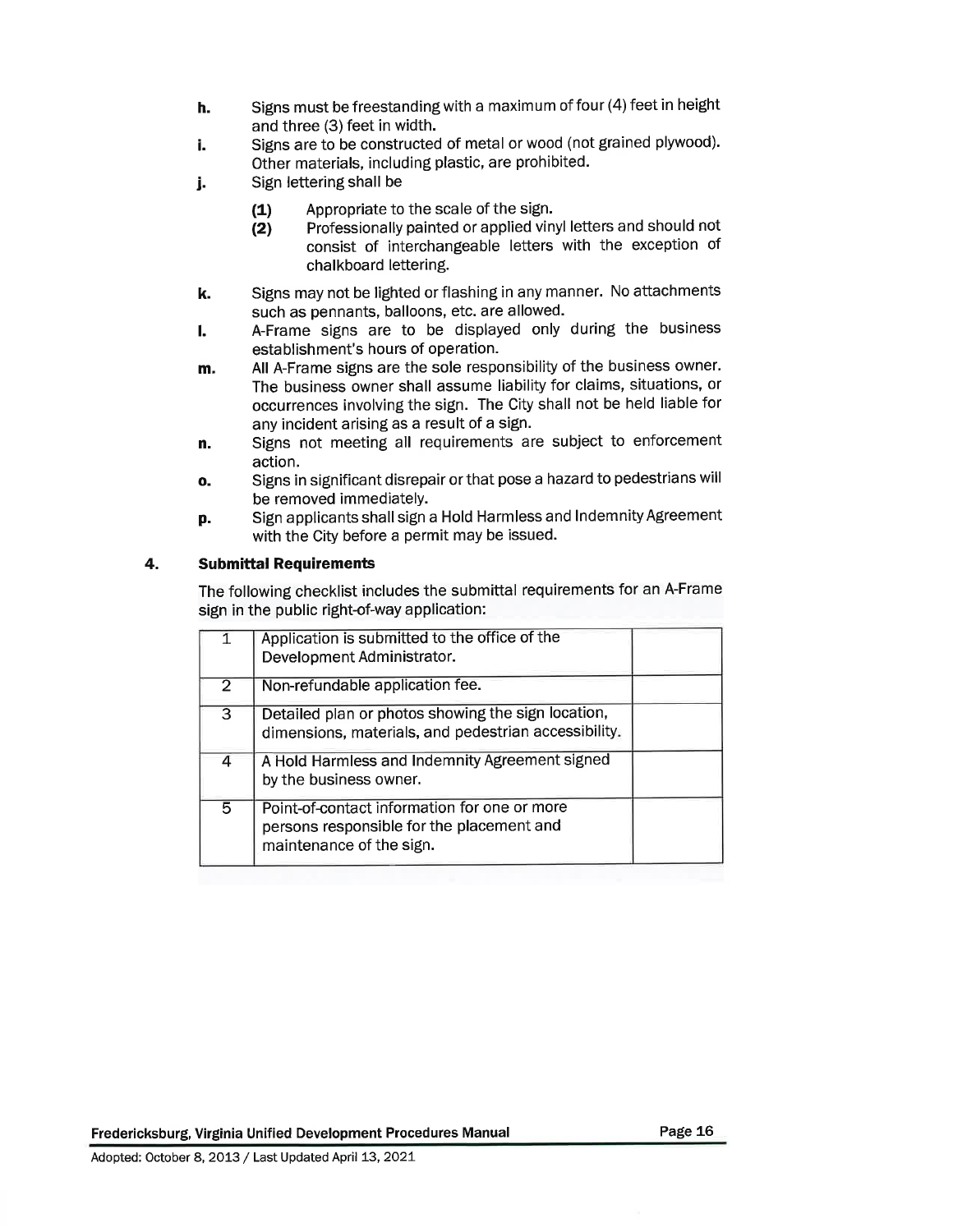h. Signs must be freestanding with a maximum of four (4) feet in height and three (3) feet in width.

i. Signs are to be constructed of metal or wood (not grained plywood). Other materials, including plastic, are prohibited.

j. Sign lettering shall be

   (1) Appropriate to the scale of the sign.

   (2) Professionally painted or applied vinyl letters and should not consist of interchangeable letters with the exception of chalkboard lettering.

k. Signs may not be lighted or flashing in any manner. No attachments such as pennants, balloons, etc. are allowed.

l. A-Frame signs are to be displayed only during the business establishment's hours of operation.

m. All A-Frame signs are the sole responsibility of the business owner. The business owner shall assume liability for claims, situations, or occurrences involving the sign. The City shall not be held liable for any incident arising as a result of a sign.

n. Signs not meeting all requirements are subject to enforcement action.

o. Signs in significant disrepair or that pose a hazard to pedestrians will be removed immediately.

p. Sign applicants shall sign a Hold Harmless and Indemnity Agreement with the City before a permit may be issued.

### 4. Submittal Requirements

The following checklist includes the submittal requirements for an A-Frame sign in the public right-of-way application:

| | | |
|---|---|---|
| 1 | Application is submitted to the office of the Development Administrator. | |
| 2 | Non-refundable application fee. | |
| 3 | Detailed plan or photos showing the sign location, dimensions, materials, and pedestrian accessibility. | |
| 4 | A Hold Harmless and Indemnity Agreement signed by the business owner. | |
| 5 | Point-of-contact information for one or more persons responsible for the placement and maintenance of the sign. | |